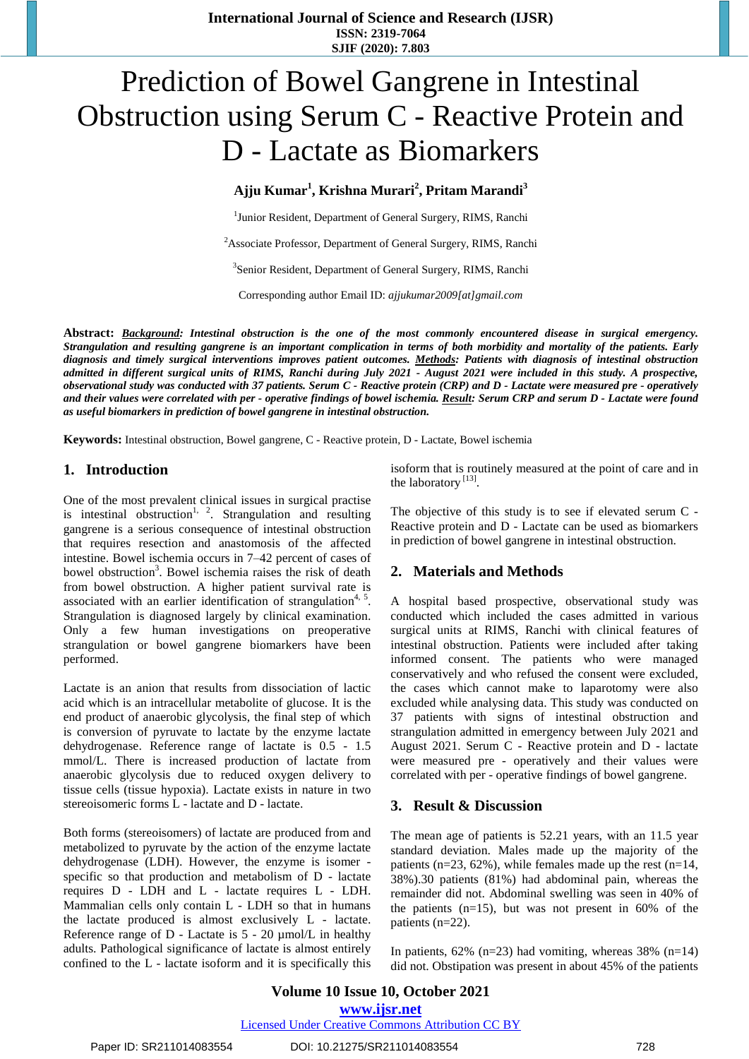# Prediction of Bowel Gangrene in Intestinal Obstruction using Serum C - Reactive Protein and D - Lactate as Biomarkers

**Ajju Kumar[1], Krishna Murari[2], Pritam Marandi[3]**

[1]Junior Resident, Department of General Surgery, RIMS, Ranchi

[2]Associate Professor, Department of General Surgery, RIMS, Ranchi

[3]Senior Resident, Department of General Surgery, RIMS, Ranchi

Corresponding author Email ID: *ajjukumar2009[at]gmail.com*

**Abstract:** ***Background:*** ***Intestinal obstruction is the one of the most commonly encountered disease in surgical emergency. Strangulation and resulting gangrene is an important complication in terms of both morbidity and mortality of the patients. Early diagnosis and timely surgical interventions improves patient outcomes.*** ***Methods:*** ***Patients with diagnosis of intestinal obstruction admitted in different surgical units of RIMS, Ranchi during July 2021 - August 2021 were included in this study. A prospective, observational study was conducted with 37 patients. Serum C - Reactive protein (CRP) and D - Lactate were measured pre - operatively and their values were correlated with per - operative findings of bowel ischemia.*** ***Result:*** ***Serum CRP and serum D - Lactate were found as useful biomarkers in prediction of bowel gangrene in intestinal obstruction.***

**Keywords:** Intestinal obstruction, Bowel gangrene, C - Reactive protein, D - Lactate, Bowel ischemia

## 1. Introduction

One of the most prevalent clinical issues in surgical practise is intestinal obstruction[1, 2]. Strangulation and resulting gangrene is a serious consequence of intestinal obstruction that requires resection and anastomosis of the affected intestine. Bowel ischemia occurs in 7–42 percent of cases of bowel obstruction[3]. Bowel ischemia raises the risk of death from bowel obstruction. A higher patient survival rate is associated with an earlier identification of strangulation[4, 5]. Strangulation is diagnosed largely by clinical examination. Only a few human investigations on preoperative strangulation or bowel gangrene biomarkers have been performed.

Lactate is an anion that results from dissociation of lactic acid which is an intracellular metabolite of glucose. It is the end product of anaerobic glycolysis, the final step of which is conversion of pyruvate to lactate by the enzyme lactate dehydrogenase. Reference range of lactate is 0.5 - 1.5 mmol/L. There is increased production of lactate from anaerobic glycolysis due to reduced oxygen delivery to tissue cells (tissue hypoxia). Lactate exists in nature in two stereoisomeric forms L - lactate and D - lactate.

Both forms (stereoisomers) of lactate are produced from and metabolized to pyruvate by the action of the enzyme lactate dehydrogenase (LDH). However, the enzyme is isomer - specific so that production and metabolism of D - lactate requires D - LDH and L - lactate requires L - LDH. Mammalian cells only contain L - LDH so that in humans the lactate produced is almost exclusively L - lactate. Reference range of D - Lactate is 5 - 20 µmol/L in healthy adults. Pathological significance of lactate is almost entirely confined to the L - lactate isoform and it is specifically this isoform that is routinely measured at the point of care and in the laboratory [13].

The objective of this study is to see if elevated serum C - Reactive protein and D - Lactate can be used as biomarkers in prediction of bowel gangrene in intestinal obstruction.

## 2. Materials and Methods

A hospital based prospective, observational study was conducted which included the cases admitted in various surgical units at RIMS, Ranchi with clinical features of intestinal obstruction. Patients were included after taking informed consent. The patients who were managed conservatively and who refused the consent were excluded, the cases which cannot make to laparotomy were also excluded while analysing data. This study was conducted on 37 patients with signs of intestinal obstruction and strangulation admitted in emergency between July 2021 and August 2021. Serum C - Reactive protein and D - lactate were measured pre - operatively and their values were correlated with per - operative findings of bowel gangrene.

## 3. Result & Discussion

The mean age of patients is 52.21 years, with an 11.5 year standard deviation. Males made up the majority of the patients (n=23, 62%), while females made up the rest (n=14, 38%).30 patients (81%) had abdominal pain, whereas the remainder did not. Abdominal swelling was seen in 40% of the patients (n=15), but was not present in 60% of the patients (n=22).

In patients, 62% (n=23) had vomiting, whereas 38% (n=14) did not. Obstipation was present in about 45% of the patients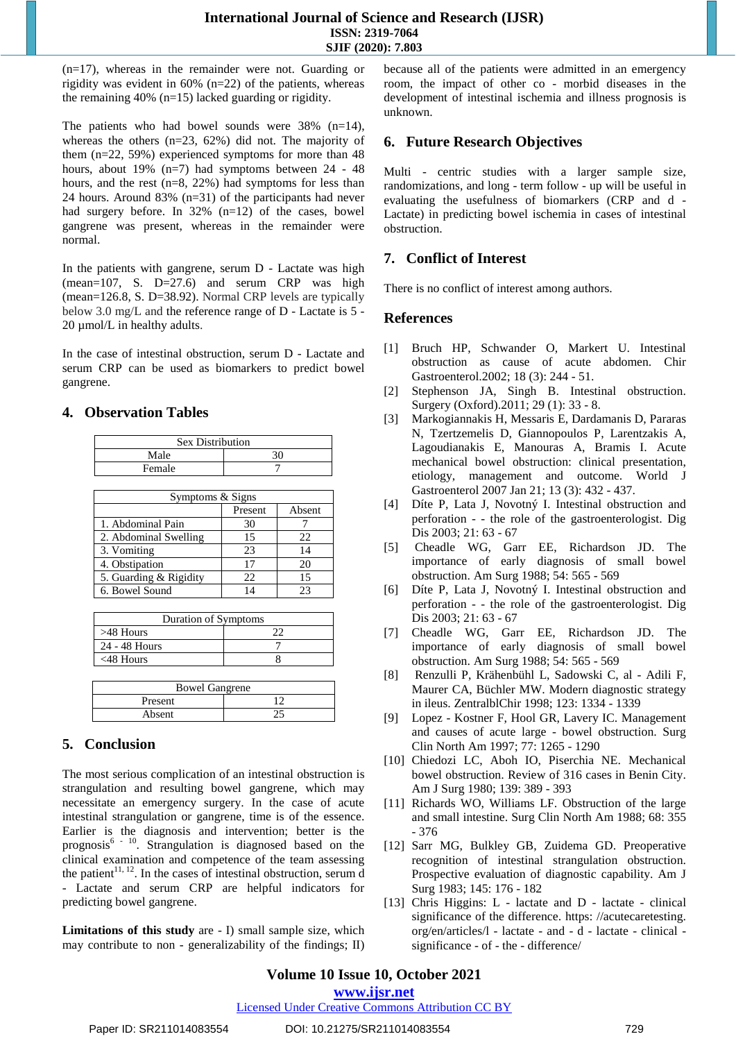(n=17), whereas in the remainder were not. Guarding or rigidity was evident in 60% (n=22) of the patients, whereas the remaining 40% (n=15) lacked guarding or rigidity.

The patients who had bowel sounds were 38% (n=14), whereas the others (n=23, 62%) did not. The majority of them (n=22, 59%) experienced symptoms for more than 48 hours, about 19% (n=7) had symptoms between 24 - 48 hours, and the rest (n=8, 22%) had symptoms for less than 24 hours. Around 83% (n=31) of the participants had never had surgery before. In 32% (n=12) of the cases, bowel gangrene was present, whereas in the remainder were normal.

In the patients with gangrene, serum D - Lactate was high (mean=107, S. D=27.6) and serum CRP was high (mean=126.8, S. D=38.92). Normal CRP levels are typically below 3.0 mg/L and the reference range of D - Lactate is 5 - 20 µmol/L in healthy adults.

In the case of intestinal obstruction, serum D - Lactate and serum CRP can be used as biomarkers to predict bowel gangrene.

## 4. Observation Tables

| Sex Distribution | |
|---|---|
| Male | 30 |
| Female | 7 |

| Symptoms & Signs | Present | Absent |
|---|---|---|
| 1. Abdominal Pain | 30 | 7 |
| 2. Abdominal Swelling | 15 | 22 |
| 3. Vomiting | 23 | 14 |
| 4. Obstipation | 17 | 20 |
| 5. Guarding & Rigidity | 22 | 15 |
| 6. Bowel Sound | 14 | 23 |

| Duration of Symptoms | |
|---|---|
| >48 Hours | 22 |
| 24 - 48 Hours | 7 |
| <48 Hours | 8 |

| Bowel Gangrene | |
|---|---|
| Present | 12 |
| Absent | 25 |

## 5. Conclusion

The most serious complication of an intestinal obstruction is strangulation and resulting bowel gangrene, which may necessitate an emergency surgery. In the case of acute intestinal strangulation or gangrene, time is of the essence. Earlier is the diagnosis and intervention; better is the prognosis[6 - 10]. Strangulation is diagnosed based on the clinical examination and competence of the team assessing the patient[11, 12]. In the cases of intestinal obstruction, serum d - Lactate and serum CRP are helpful indicators for predicting bowel gangrene.

**Limitations of this study** are - I) small sample size, which may contribute to non - generalizability of the findings; II) because all of the patients were admitted in an emergency room, the impact of other co - morbid diseases in the development of intestinal ischemia and illness prognosis is unknown.

## 6. Future Research Objectives

Multi - centric studies with a larger sample size, randomizations, and long - term follow - up will be useful in evaluating the usefulness of biomarkers (CRP and d - Lactate) in predicting bowel ischemia in cases of intestinal obstruction.

## 7. Conflict of Interest

There is no conflict of interest among authors.

## References

[1] Bruch HP, Schwander O, Markert U. Intestinal obstruction as cause of acute abdomen. Chir Gastroenterol.2002; 18 (3): 244 - 51.

[2] Stephenson JA, Singh B. Intestinal obstruction. Surgery (Oxford).2011; 29 (1): 33 - 8.

[3] Markogiannakis H, Messaris E, Dardamanis D, Pararas N, Tzertzemelis D, Giannopoulos P, Larentzakis A, Lagoudianakis E, Manouras A, Bramis I. Acute mechanical bowel obstruction: clinical presentation, etiology, management and outcome. World J Gastroenterol 2007 Jan 21; 13 (3): 432 - 437.

[4] Díte P, Lata J, Novotný I. Intestinal obstruction and perforation - - the role of the gastroenterologist. Dig Dis 2003; 21: 63 - 67

[5] Cheadle WG, Garr EE, Richardson JD. The importance of early diagnosis of small bowel obstruction. Am Surg 1988; 54: 565 - 569

[6] Díte P, Lata J, Novotný I. Intestinal obstruction and perforation - - the role of the gastroenterologist. Dig Dis 2003; 21: 63 - 67

[7] Cheadle WG, Garr EE, Richardson JD. The importance of early diagnosis of small bowel obstruction. Am Surg 1988; 54: 565 - 569

[8] Renzulli P, Krähenbühl L, Sadowski C, al - Adili F, Maurer CA, Büchler MW. Modern diagnostic strategy in ileus. ZentralblChir 1998; 123: 1334 - 1339

[9] Lopez - Kostner F, Hool GR, Lavery IC. Management and causes of acute large - bowel obstruction. Surg Clin North Am 1997; 77: 1265 - 1290

[10] Chiedozi LC, Aboh IO, Piserchia NE. Mechanical bowel obstruction. Review of 316 cases in Benin City. Am J Surg 1980; 139: 389 - 393

[11] Richards WO, Williams LF. Obstruction of the large and small intestine. Surg Clin North Am 1988; 68: 355 - 376

[12] Sarr MG, Bulkley GB, Zuidema GD. Preoperative recognition of intestinal strangulation obstruction. Prospective evaluation of diagnostic capability. Am J Surg 1983; 145: 176 - 182

[13] Chris Higgins: L - lactate and D - lactate - clinical significance of the difference. https: //acutecaretesting. org/en/articles/l - lactate - and - d - lactate - clinical - significance - of - the - difference/